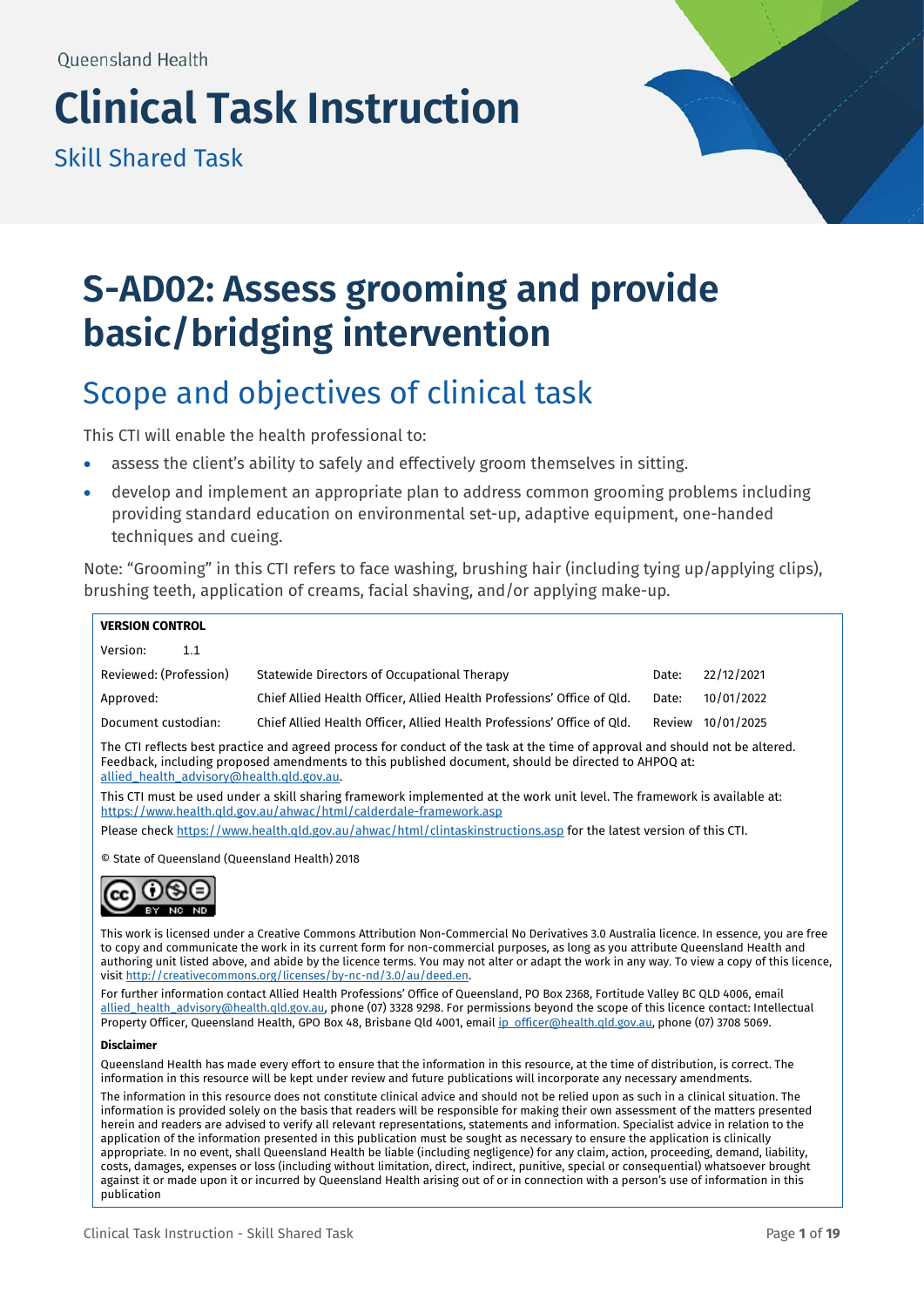Queensland Health

# Clinical Task Instruction

Skill Shared Task

# S-AD02: Assess grooming and provide basic/bridging intervention

## Scope and objectives of clinical task

This CTI will enable the health professional to:

- assess the client's ability to safely and effectively groom themselves in sitting.
- develop and implement an appropriate plan to address common grooming problems including providing standard education on environmental set-up, adaptive equipment, one-handed techniques and cueing.

Note: "Grooming" in this CTI refers to face washing, brushing hair (including tying up/applying clips), brushing teeth, application of creams, facial shaving, and/or applying make-up.

**VERSION CONTROL**

| | | | |
|---|---|---|---|
| Version: 1.1 | | | |
| Reviewed: (Profession) | Statewide Directors of Occupational Therapy | Date: | 22/12/2021 |
| Approved: | Chief Allied Health Officer, Allied Health Professions' Office of Qld. | Date: | 10/01/2022 |
| Document custodian: | Chief Allied Health Officer, Allied Health Professions' Office of Qld. | Review | 10/01/2025 |

The CTI reflects best practice and agreed process for conduct of the task at the time of approval and should not be altered. Feedback, including proposed amendments to this published document, should be directed to AHPOQ at: allied_health_advisory@health.qld.gov.au.

This CTI must be used under a skill sharing framework implemented at the work unit level. The framework is available at: https://www.health.qld.gov.au/ahwac/html/calderdale-framework.asp

Please check https://www.health.qld.gov.au/ahwac/html/clintaskinstructions.asp for the latest version of this CTI.

© State of Queensland (Queensland Health) 2018

This work is licensed under a Creative Commons Attribution Non-Commercial No Derivatives 3.0 Australia licence. In essence, you are free to copy and communicate the work in its current form for non-commercial purposes, as long as you attribute Queensland Health and authoring unit listed above, and abide by the licence terms. You may not alter or adapt the work in any way. To view a copy of this licence, visit http://creativecommons.org/licenses/by-nc-nd/3.0/au/deed.en.

For further information contact Allied Health Professions' Office of Queensland, PO Box 2368, Fortitude Valley BC QLD 4006, email allied_health_advisory@health.qld.gov.au, phone (07) 3328 9298. For permissions beyond the scope of this licence contact: Intellectual Property Officer, Queensland Health, GPO Box 48, Brisbane Qld 4001, email ip_officer@health.qld.gov.au, phone (07) 3708 5069.

**Disclaimer**

Queensland Health has made every effort to ensure that the information in this resource, at the time of distribution, is correct. The information in this resource will be kept under review and future publications will incorporate any necessary amendments.

The information in this resource does not constitute clinical advice and should not be relied upon as such in a clinical situation. The information is provided solely on the basis that readers will be responsible for making their own assessment of the matters presented herein and readers are advised to verify all relevant representations, statements and information. Specialist advice in relation to the application of the information presented in this publication must be sought as necessary to ensure the application is clinically appropriate. In no event, shall Queensland Health be liable (including negligence) for any claim, action, proceeding, demand, liability, costs, damages, expenses or loss (including without limitation, direct, indirect, punitive, special or consequential) whatsoever brought against it or made upon it or incurred by Queensland Health arising out of or in connection with a person's use of information in this publication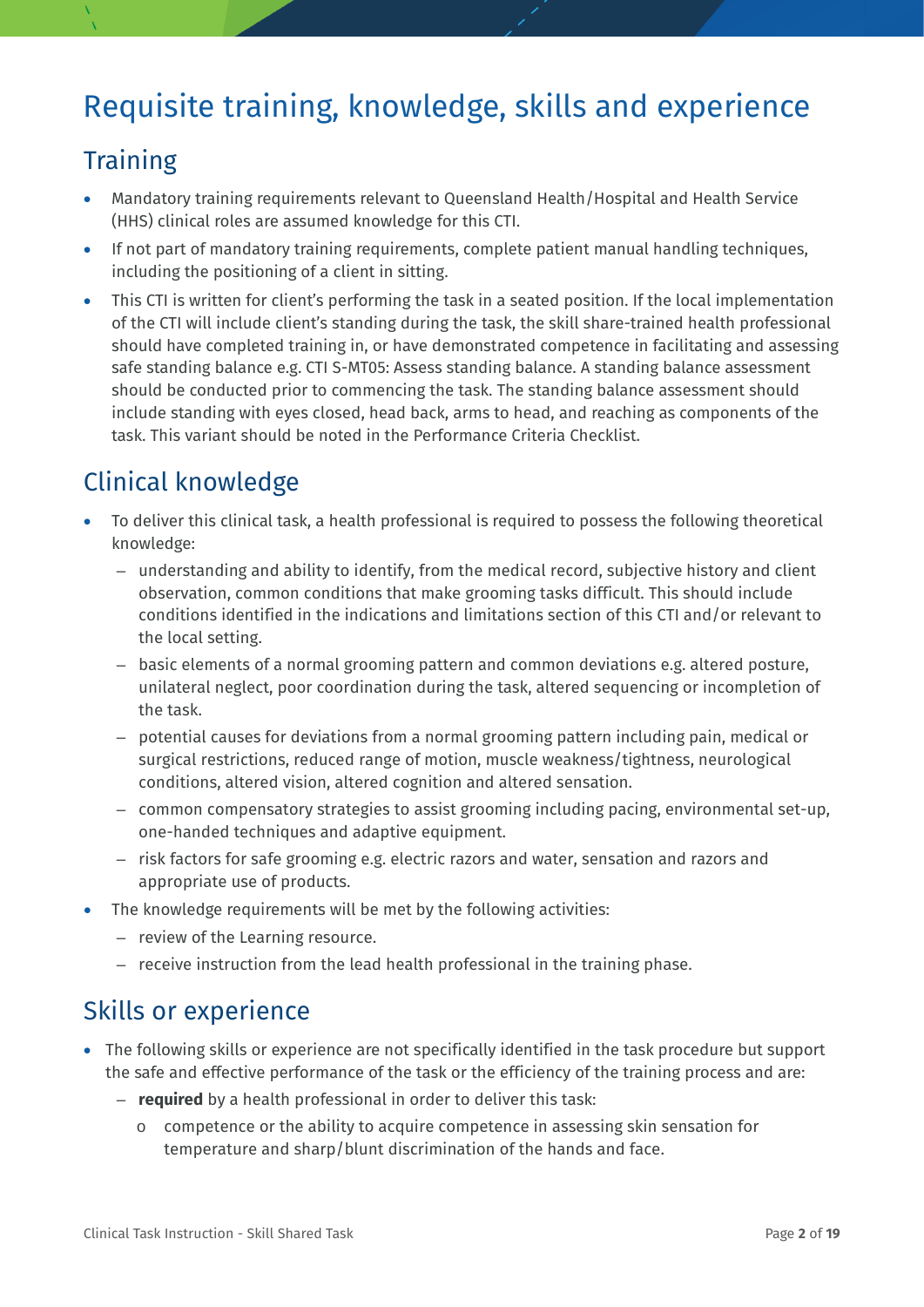# Requisite training, knowledge, skills and experience

## Training

- Mandatory training requirements relevant to Queensland Health/Hospital and Health Service (HHS) clinical roles are assumed knowledge for this CTI.
- If not part of mandatory training requirements, complete patient manual handling techniques, including the positioning of a client in sitting.
- This CTI is written for client's performing the task in a seated position. If the local implementation of the CTI will include client's standing during the task, the skill share-trained health professional should have completed training in, or have demonstrated competence in facilitating and assessing safe standing balance e.g. CTI S-MT05: Assess standing balance. A standing balance assessment should be conducted prior to commencing the task. The standing balance assessment should include standing with eyes closed, head back, arms to head, and reaching as components of the task. This variant should be noted in the Performance Criteria Checklist.

## Clinical knowledge

- To deliver this clinical task, a health professional is required to possess the following theoretical knowledge:
  - understanding and ability to identify, from the medical record, subjective history and client observation, common conditions that make grooming tasks difficult. This should include conditions identified in the indications and limitations section of this CTI and/or relevant to the local setting.
  - basic elements of a normal grooming pattern and common deviations e.g. altered posture, unilateral neglect, poor coordination during the task, altered sequencing or incompletion of the task.
  - potential causes for deviations from a normal grooming pattern including pain, medical or surgical restrictions, reduced range of motion, muscle weakness/tightness, neurological conditions, altered vision, altered cognition and altered sensation.
  - common compensatory strategies to assist grooming including pacing, environmental set-up, one-handed techniques and adaptive equipment.
  - risk factors for safe grooming e.g. electric razors and water, sensation and razors and appropriate use of products.
- The knowledge requirements will be met by the following activities:
  - review of the Learning resource.
  - receive instruction from the lead health professional in the training phase.

## Skills or experience

- The following skills or experience are not specifically identified in the task procedure but support the safe and effective performance of the task or the efficiency of the training process and are:
  - **required** by a health professional in order to deliver this task:
    - competence or the ability to acquire competence in assessing skin sensation for temperature and sharp/blunt discrimination of the hands and face.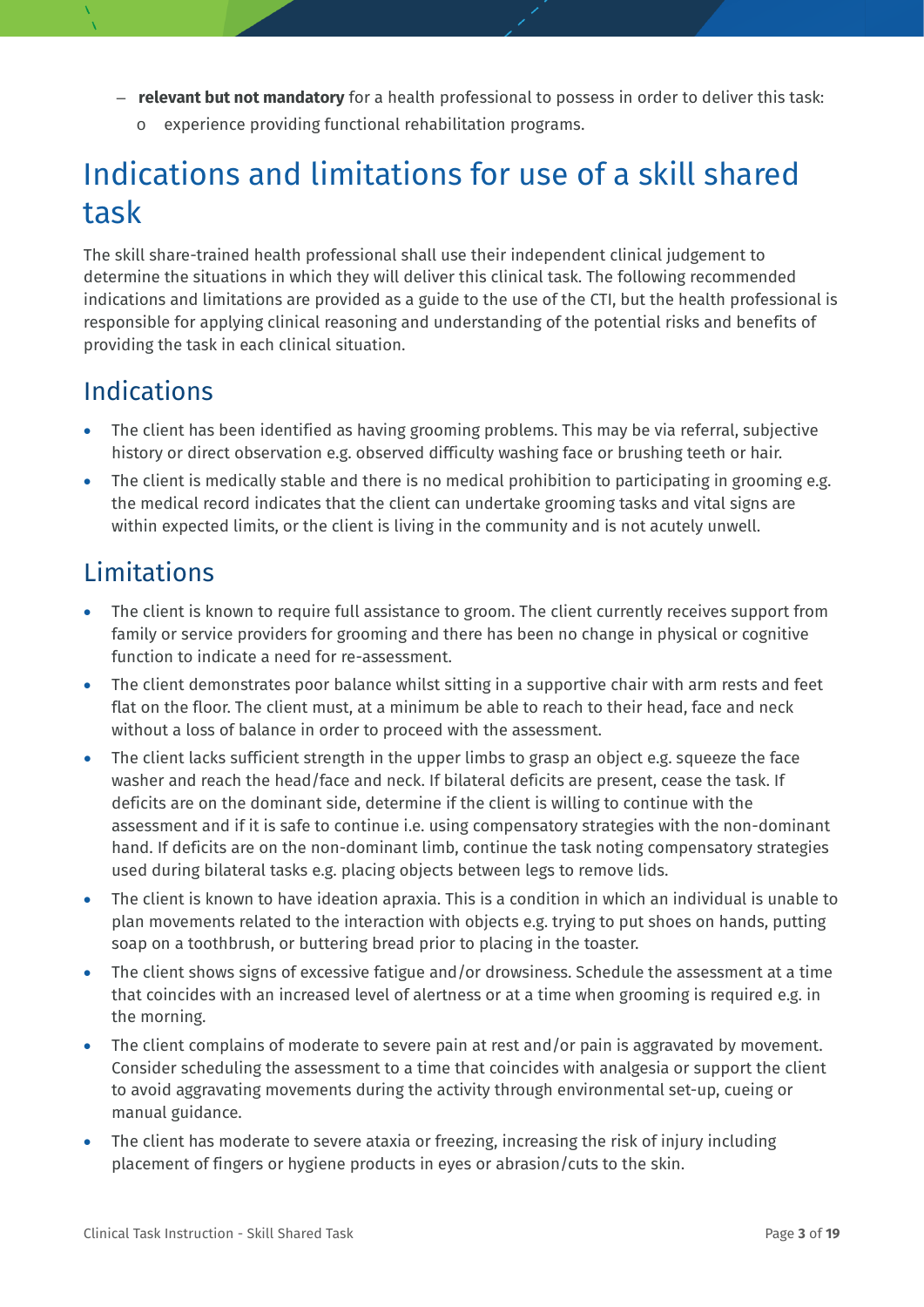- **relevant but not mandatory** for a health professional to possess in order to deliver this task:
  - experience providing functional rehabilitation programs.

# Indications and limitations for use of a skill shared task

The skill share-trained health professional shall use their independent clinical judgement to determine the situations in which they will deliver this clinical task. The following recommended indications and limitations are provided as a guide to the use of the CTI, but the health professional is responsible for applying clinical reasoning and understanding of the potential risks and benefits of providing the task in each clinical situation.

## Indications

- The client has been identified as having grooming problems. This may be via referral, subjective history or direct observation e.g. observed difficulty washing face or brushing teeth or hair.
- The client is medically stable and there is no medical prohibition to participating in grooming e.g. the medical record indicates that the client can undertake grooming tasks and vital signs are within expected limits, or the client is living in the community and is not acutely unwell.

## Limitations

- The client is known to require full assistance to groom. The client currently receives support from family or service providers for grooming and there has been no change in physical or cognitive function to indicate a need for re-assessment.
- The client demonstrates poor balance whilst sitting in a supportive chair with arm rests and feet flat on the floor. The client must, at a minimum be able to reach to their head, face and neck without a loss of balance in order to proceed with the assessment.
- The client lacks sufficient strength in the upper limbs to grasp an object e.g. squeeze the face washer and reach the head/face and neck. If bilateral deficits are present, cease the task. If deficits are on the dominant side, determine if the client is willing to continue with the assessment and if it is safe to continue i.e. using compensatory strategies with the non-dominant hand. If deficits are on the non-dominant limb, continue the task noting compensatory strategies used during bilateral tasks e.g. placing objects between legs to remove lids.
- The client is known to have ideation apraxia. This is a condition in which an individual is unable to plan movements related to the interaction with objects e.g. trying to put shoes on hands, putting soap on a toothbrush, or buttering bread prior to placing in the toaster.
- The client shows signs of excessive fatigue and/or drowsiness. Schedule the assessment at a time that coincides with an increased level of alertness or at a time when grooming is required e.g. in the morning.
- The client complains of moderate to severe pain at rest and/or pain is aggravated by movement. Consider scheduling the assessment to a time that coincides with analgesia or support the client to avoid aggravating movements during the activity through environmental set-up, cueing or manual guidance.
- The client has moderate to severe ataxia or freezing, increasing the risk of injury including placement of fingers or hygiene products in eyes or abrasion/cuts to the skin.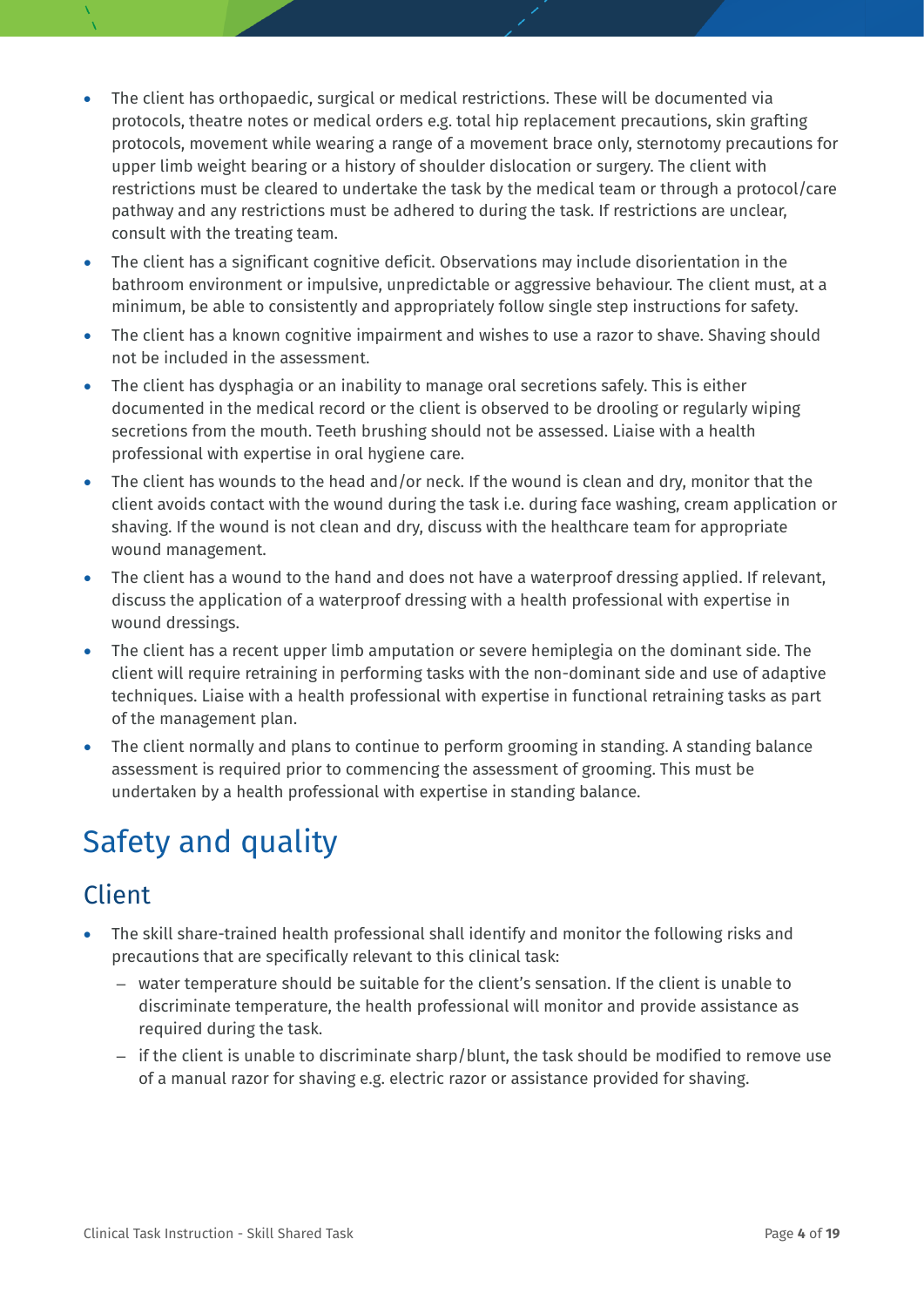- The client has orthopaedic, surgical or medical restrictions. These will be documented via protocols, theatre notes or medical orders e.g. total hip replacement precautions, skin grafting protocols, movement while wearing a range of a movement brace only, sternotomy precautions for upper limb weight bearing or a history of shoulder dislocation or surgery. The client with restrictions must be cleared to undertake the task by the medical team or through a protocol/care pathway and any restrictions must be adhered to during the task. If restrictions are unclear, consult with the treating team.
- The client has a significant cognitive deficit. Observations may include disorientation in the bathroom environment or impulsive, unpredictable or aggressive behaviour. The client must, at a minimum, be able to consistently and appropriately follow single step instructions for safety.
- The client has a known cognitive impairment and wishes to use a razor to shave. Shaving should not be included in the assessment.
- The client has dysphagia or an inability to manage oral secretions safely. This is either documented in the medical record or the client is observed to be drooling or regularly wiping secretions from the mouth. Teeth brushing should not be assessed. Liaise with a health professional with expertise in oral hygiene care.
- The client has wounds to the head and/or neck. If the wound is clean and dry, monitor that the client avoids contact with the wound during the task i.e. during face washing, cream application or shaving. If the wound is not clean and dry, discuss with the healthcare team for appropriate wound management.
- The client has a wound to the hand and does not have a waterproof dressing applied. If relevant, discuss the application of a waterproof dressing with a health professional with expertise in wound dressings.
- The client has a recent upper limb amputation or severe hemiplegia on the dominant side. The client will require retraining in performing tasks with the non-dominant side and use of adaptive techniques. Liaise with a health professional with expertise in functional retraining tasks as part of the management plan.
- The client normally and plans to continue to perform grooming in standing. A standing balance assessment is required prior to commencing the assessment of grooming. This must be undertaken by a health professional with expertise in standing balance.

# Safety and quality

## Client

- The skill share-trained health professional shall identify and monitor the following risks and precautions that are specifically relevant to this clinical task:
  - water temperature should be suitable for the client's sensation. If the client is unable to discriminate temperature, the health professional will monitor and provide assistance as required during the task.
  - if the client is unable to discriminate sharp/blunt, the task should be modified to remove use of a manual razor for shaving e.g. electric razor or assistance provided for shaving.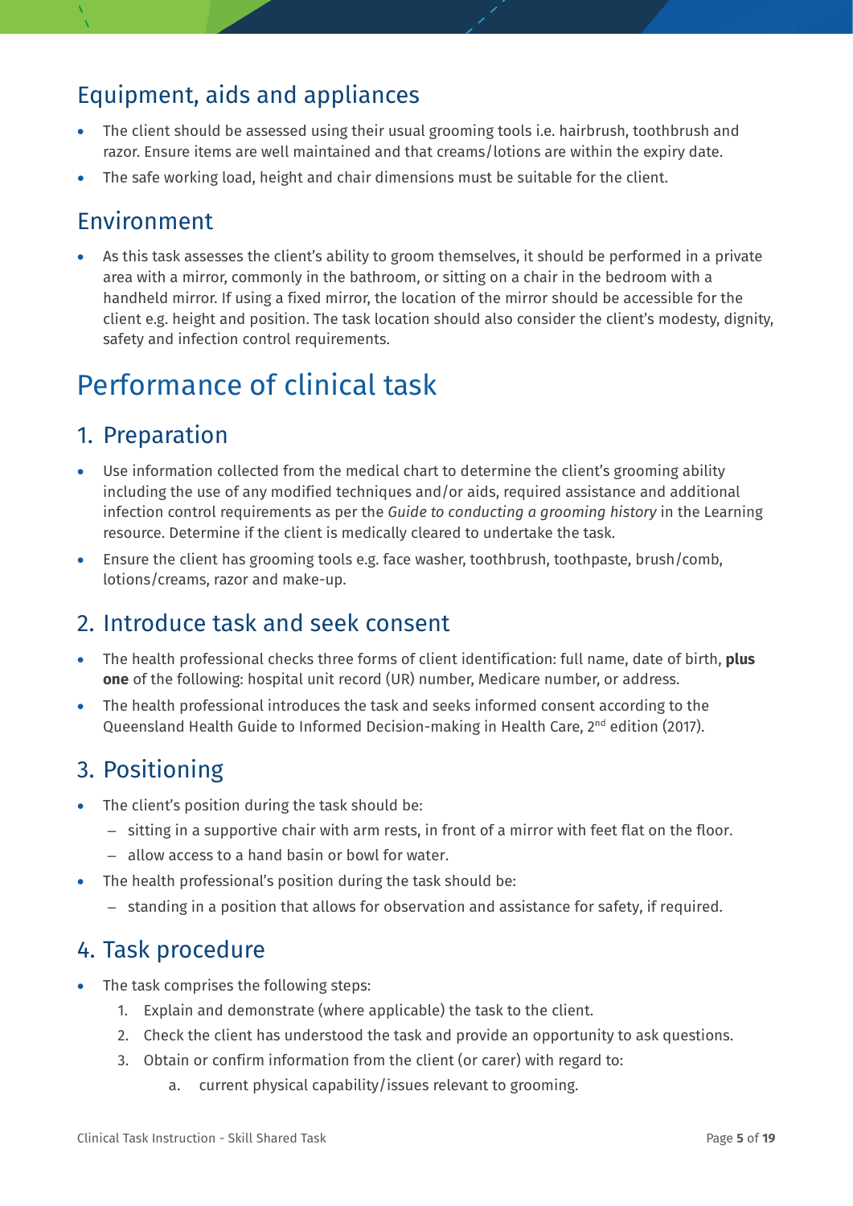## Equipment, aids and appliances

- The client should be assessed using their usual grooming tools i.e. hairbrush, toothbrush and razor. Ensure items are well maintained and that creams/lotions are within the expiry date.
- The safe working load, height and chair dimensions must be suitable for the client.

## Environment

- As this task assesses the client's ability to groom themselves, it should be performed in a private area with a mirror, commonly in the bathroom, or sitting on a chair in the bedroom with a handheld mirror. If using a fixed mirror, the location of the mirror should be accessible for the client e.g. height and position. The task location should also consider the client's modesty, dignity, safety and infection control requirements.

# Performance of clinical task

## 1. Preparation

- Use information collected from the medical chart to determine the client's grooming ability including the use of any modified techniques and/or aids, required assistance and additional infection control requirements as per the *Guide to conducting a grooming history* in the Learning resource. Determine if the client is medically cleared to undertake the task.
- Ensure the client has grooming tools e.g. face washer, toothbrush, toothpaste, brush/comb, lotions/creams, razor and make-up.

## 2. Introduce task and seek consent

- The health professional checks three forms of client identification: full name, date of birth, **plus one** of the following: hospital unit record (UR) number, Medicare number, or address.
- The health professional introduces the task and seeks informed consent according to the Queensland Health Guide to Informed Decision-making in Health Care, 2nd edition (2017).

## 3. Positioning

- The client's position during the task should be:
  - sitting in a supportive chair with arm rests, in front of a mirror with feet flat on the floor.
  - allow access to a hand basin or bowl for water.
- The health professional's position during the task should be:
  - standing in a position that allows for observation and assistance for safety, if required.

## 4. Task procedure

- The task comprises the following steps:
  1. Explain and demonstrate (where applicable) the task to the client.
  2. Check the client has understood the task and provide an opportunity to ask questions.
  3. Obtain or confirm information from the client (or carer) with regard to:
     a. current physical capability/issues relevant to grooming.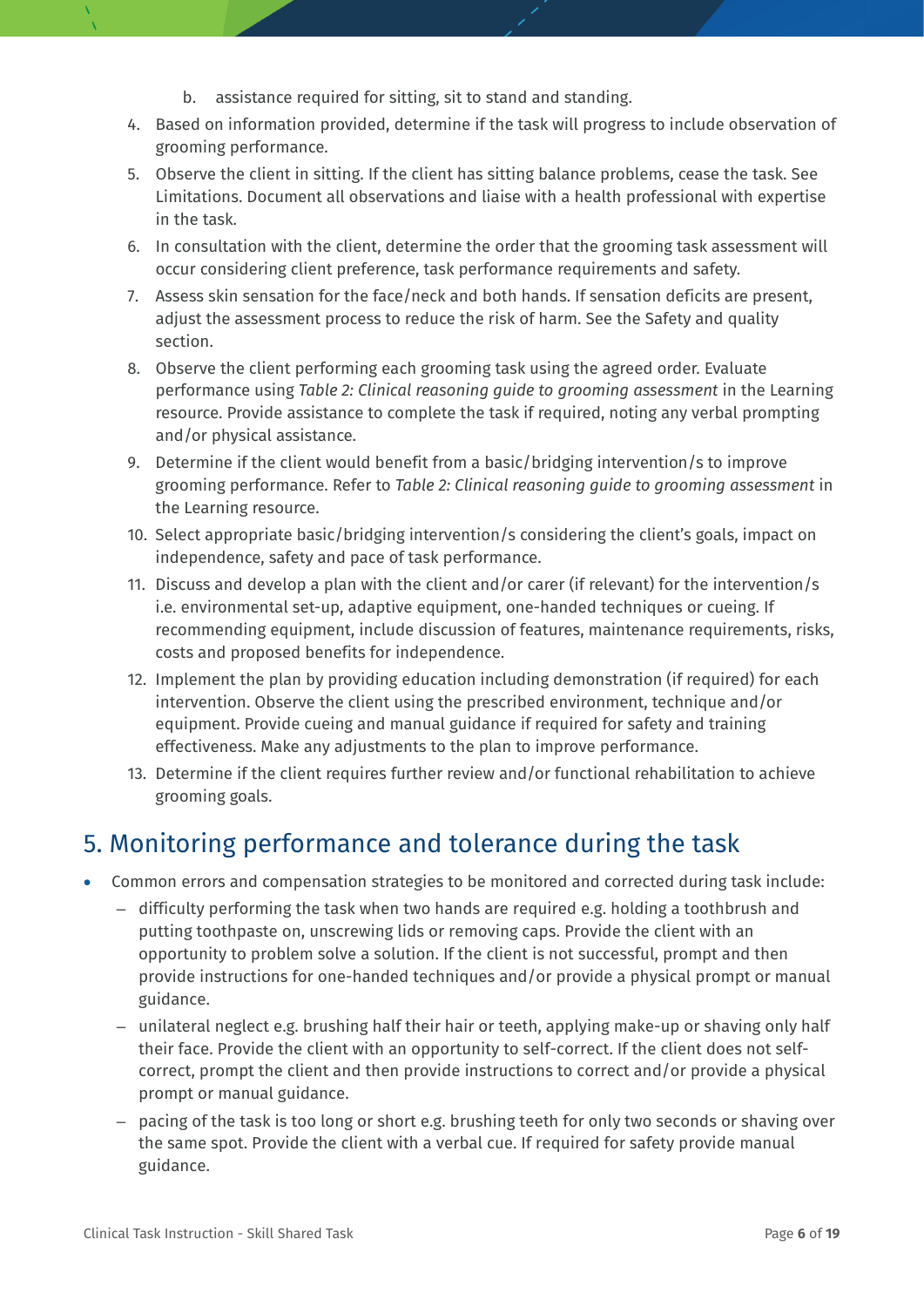b. assistance required for sitting, sit to stand and standing.

4. Based on information provided, determine if the task will progress to include observation of grooming performance.
5. Observe the client in sitting. If the client has sitting balance problems, cease the task. See Limitations. Document all observations and liaise with a health professional with expertise in the task.
6. In consultation with the client, determine the order that the grooming task assessment will occur considering client preference, task performance requirements and safety.
7. Assess skin sensation for the face/neck and both hands. If sensation deficits are present, adjust the assessment process to reduce the risk of harm. See the Safety and quality section.
8. Observe the client performing each grooming task using the agreed order. Evaluate performance using *Table 2: Clinical reasoning guide to grooming assessment* in the Learning resource. Provide assistance to complete the task if required, noting any verbal prompting and/or physical assistance.
9. Determine if the client would benefit from a basic/bridging intervention/s to improve grooming performance. Refer to *Table 2: Clinical reasoning guide to grooming assessment* in the Learning resource.
10. Select appropriate basic/bridging intervention/s considering the client's goals, impact on independence, safety and pace of task performance.
11. Discuss and develop a plan with the client and/or carer (if relevant) for the intervention/s i.e. environmental set-up, adaptive equipment, one-handed techniques or cueing. If recommending equipment, include discussion of features, maintenance requirements, risks, costs and proposed benefits for independence.
12. Implement the plan by providing education including demonstration (if required) for each intervention. Observe the client using the prescribed environment, technique and/or equipment. Provide cueing and manual guidance if required for safety and training effectiveness. Make any adjustments to the plan to improve performance.
13. Determine if the client requires further review and/or functional rehabilitation to achieve grooming goals.

## 5. Monitoring performance and tolerance during the task

- Common errors and compensation strategies to be monitored and corrected during task include:
  - difficulty performing the task when two hands are required e.g. holding a toothbrush and putting toothpaste on, unscrewing lids or removing caps. Provide the client with an opportunity to problem solve a solution. If the client is not successful, prompt and then provide instructions for one-handed techniques and/or provide a physical prompt or manual guidance.
  - unilateral neglect e.g. brushing half their hair or teeth, applying make-up or shaving only half their face. Provide the client with an opportunity to self-correct. If the client does not self-correct, prompt the client and then provide instructions to correct and/or provide a physical prompt or manual guidance.
  - pacing of the task is too long or short e.g. brushing teeth for only two seconds or shaving over the same spot. Provide the client with a verbal cue. If required for safety provide manual guidance.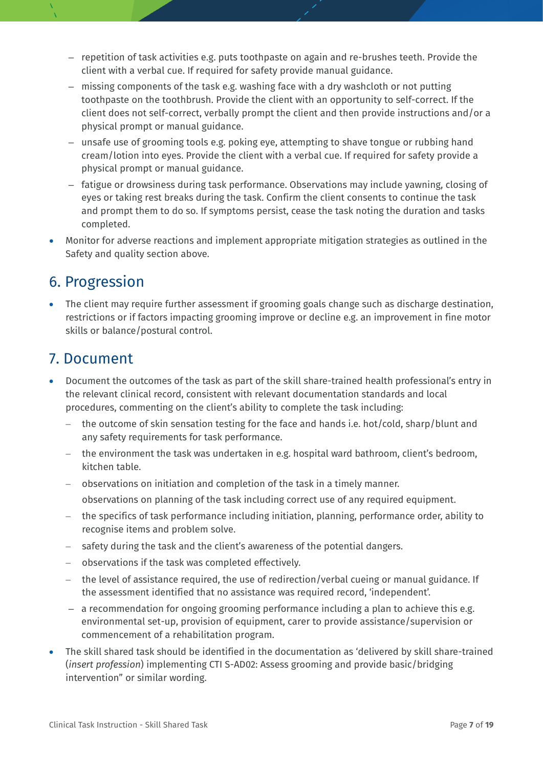- repetition of task activities e.g. puts toothpaste on again and re-brushes teeth. Provide the client with a verbal cue. If required for safety provide manual guidance.
  - missing components of the task e.g. washing face with a dry washcloth or not putting toothpaste on the toothbrush. Provide the client with an opportunity to self-correct. If the client does not self-correct, verbally prompt the client and then provide instructions and/or a physical prompt or manual guidance.
  - unsafe use of grooming tools e.g. poking eye, attempting to shave tongue or rubbing hand cream/lotion into eyes. Provide the client with a verbal cue. If required for safety provide a physical prompt or manual guidance.
  - fatigue or drowsiness during task performance. Observations may include yawning, closing of eyes or taking rest breaks during the task. Confirm the client consents to continue the task and prompt them to do so. If symptoms persist, cease the task noting the duration and tasks completed.
- Monitor for adverse reactions and implement appropriate mitigation strategies as outlined in the Safety and quality section above.

## 6. Progression

- The client may require further assessment if grooming goals change such as discharge destination, restrictions or if factors impacting grooming improve or decline e.g. an improvement in fine motor skills or balance/postural control.

## 7. Document

- Document the outcomes of the task as part of the skill share-trained health professional's entry in the relevant clinical record, consistent with relevant documentation standards and local procedures, commenting on the client's ability to complete the task including:
  - the outcome of skin sensation testing for the face and hands i.e. hot/cold, sharp/blunt and any safety requirements for task performance.
  - the environment the task was undertaken in e.g. hospital ward bathroom, client's bedroom, kitchen table.
  - observations on initiation and completion of the task in a timely manner.

    observations on planning of the task including correct use of any required equipment.
  - the specifics of task performance including initiation, planning, performance order, ability to recognise items and problem solve.
  - safety during the task and the client's awareness of the potential dangers.
  - observations if the task was completed effectively.
  - the level of assistance required, the use of redirection/verbal cueing or manual guidance. If the assessment identified that no assistance was required record, 'independent'.
  - a recommendation for ongoing grooming performance including a plan to achieve this e.g. environmental set-up, provision of equipment, carer to provide assistance/supervision or commencement of a rehabilitation program.
- The skill shared task should be identified in the documentation as 'delivered by skill share-trained (*insert profession*) implementing CTI S-AD02: Assess grooming and provide basic/bridging intervention" or similar wording.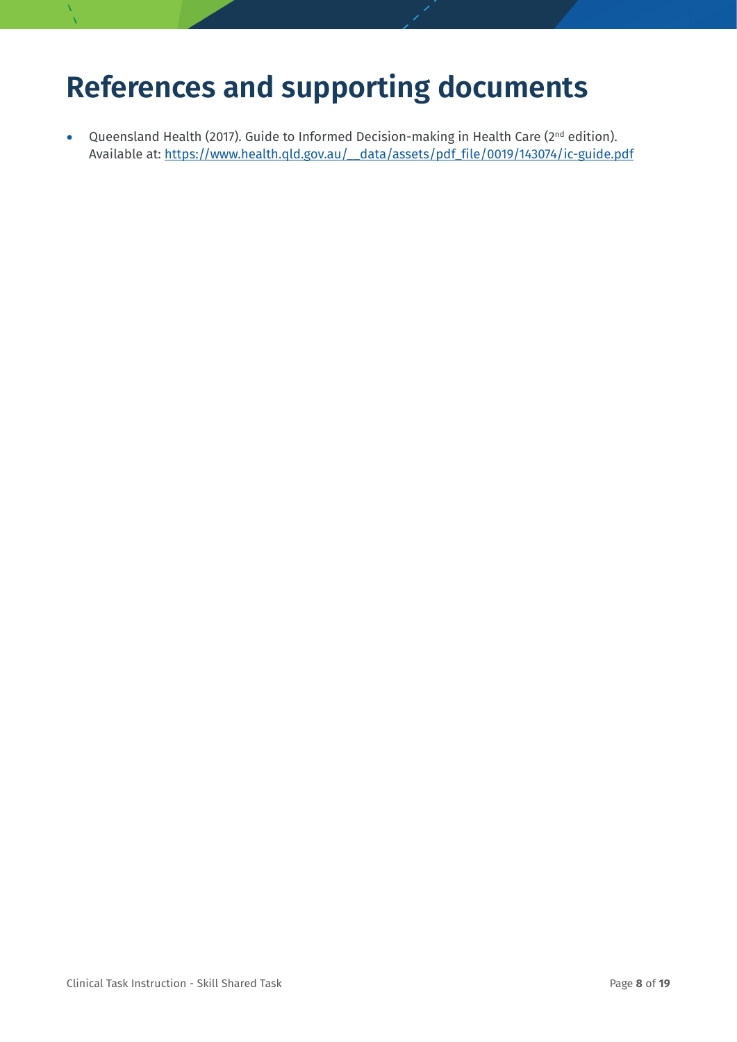# References and supporting documents

- Queensland Health (2017). Guide to Informed Decision-making in Health Care (2nd edition). Available at: https://www.health.qld.gov.au/__data/assets/pdf_file/0019/143074/ic-guide.pdf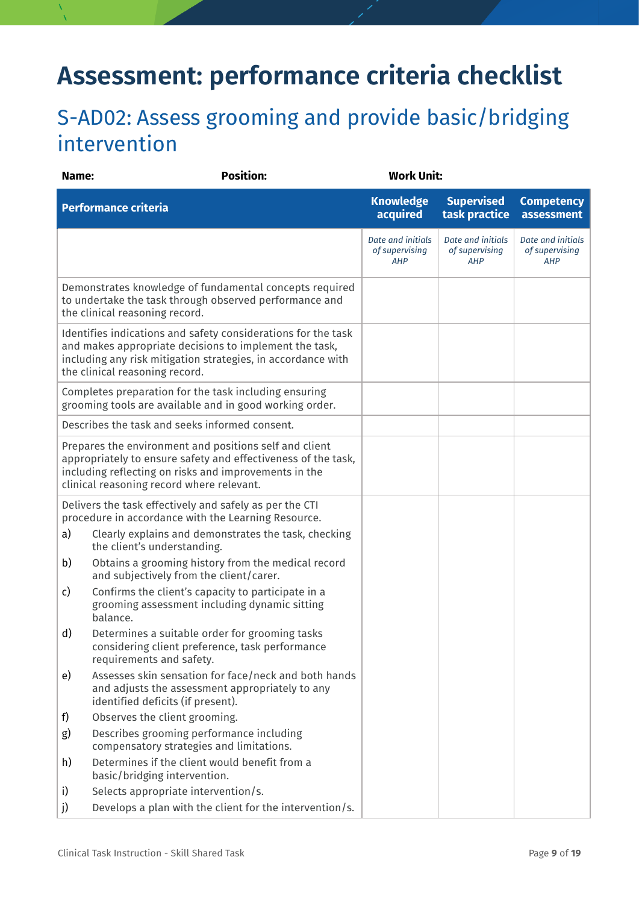# Assessment: performance criteria checklist

## S-AD02: Assess grooming and provide basic/bridging intervention

**Name:** **Position:** **Work Unit:**

| Performance criteria | Knowledge acquired | Supervised task practice | Competency assessment |
|---|---|---|---|
| | *Date and initials of supervising AHP* | *Date and initials of supervising AHP* | *Date and initials of supervising AHP* |
| Demonstrates knowledge of fundamental concepts required to undertake the task through observed performance and the clinical reasoning record. | | | |
| Identifies indications and safety considerations for the task and makes appropriate decisions to implement the task, including any risk mitigation strategies, in accordance with the clinical reasoning record. | | | |
| Completes preparation for the task including ensuring grooming tools are available and in good working order. | | | |
| Describes the task and seeks informed consent. | | | |
| Prepares the environment and positions self and client appropriately to ensure safety and effectiveness of the task, including reflecting on risks and improvements in the clinical reasoning record where relevant. | | | |
| Delivers the task effectively and safely as per the CTI procedure in accordance with the Learning Resource.<br>a) Clearly explains and demonstrates the task, checking the client's understanding.<br>b) Obtains a grooming history from the medical record and subjectively from the client/carer.<br>c) Confirms the client's capacity to participate in a grooming assessment including dynamic sitting balance.<br>d) Determines a suitable order for grooming tasks considering client preference, task performance requirements and safety.<br>e) Assesses skin sensation for face/neck and both hands and adjusts the assessment appropriately to any identified deficits (if present).<br>f) Observes the client grooming.<br>g) Describes grooming performance including compensatory strategies and limitations.<br>h) Determines if the client would benefit from a basic/bridging intervention.<br>i) Selects appropriate intervention/s.<br>j) Develops a plan with the client for the intervention/s. | | | |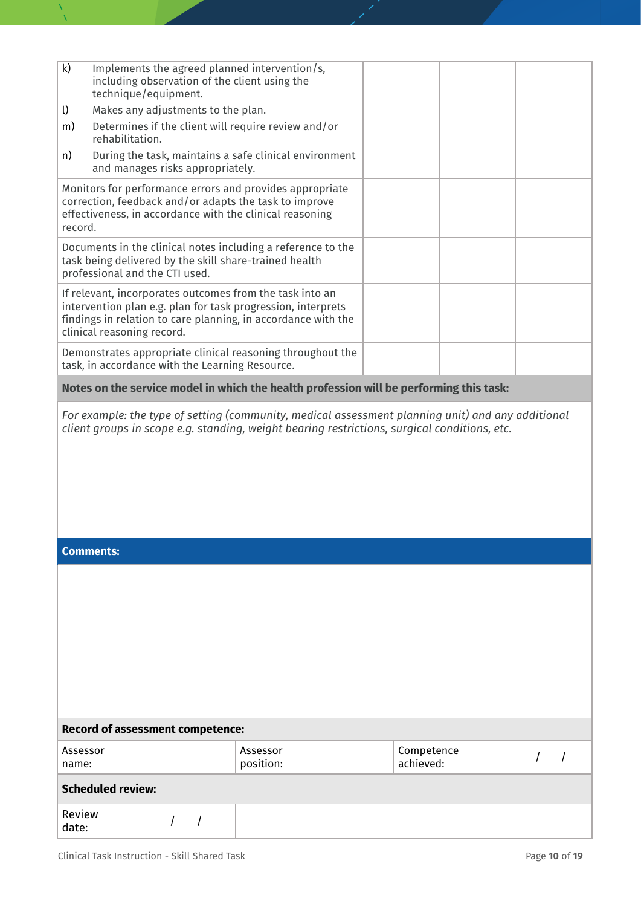| | | | |
|---|---|---|---|
| k) Implements the agreed planned intervention/s, including observation of the client using the technique/equipment.<br>l) Makes any adjustments to the plan.<br>m) Determines if the client will require review and/or rehabilitation.<br>n) During the task, maintains a safe clinical environment and manages risks appropriately. | | | |
| Monitors for performance errors and provides appropriate correction, feedback and/or adapts the task to improve effectiveness, in accordance with the clinical reasoning record. | | | |
| Documents in the clinical notes including a reference to the task being delivered by the skill share-trained health professional and the CTI used. | | | |
| If relevant, incorporates outcomes from the task into an intervention plan e.g. plan for task progression, interprets findings in relation to care planning, in accordance with the clinical reasoning record. | | | |
| Demonstrates appropriate clinical reasoning throughout the task, in accordance with the Learning Resource. | | | |

**Notes on the service model in which the health profession will be performing this task:**

*For example: the type of setting (community, medical assessment planning unit) and any additional client groups in scope e.g. standing, weight bearing restrictions, surgical conditions, etc.*

**Comments:**

**Record of assessment competence:**

| Assessor name: | Assessor position: | Competence achieved: / / |
|---|---|---|

**Scheduled review:**

| Review date: / / | |
|---|---|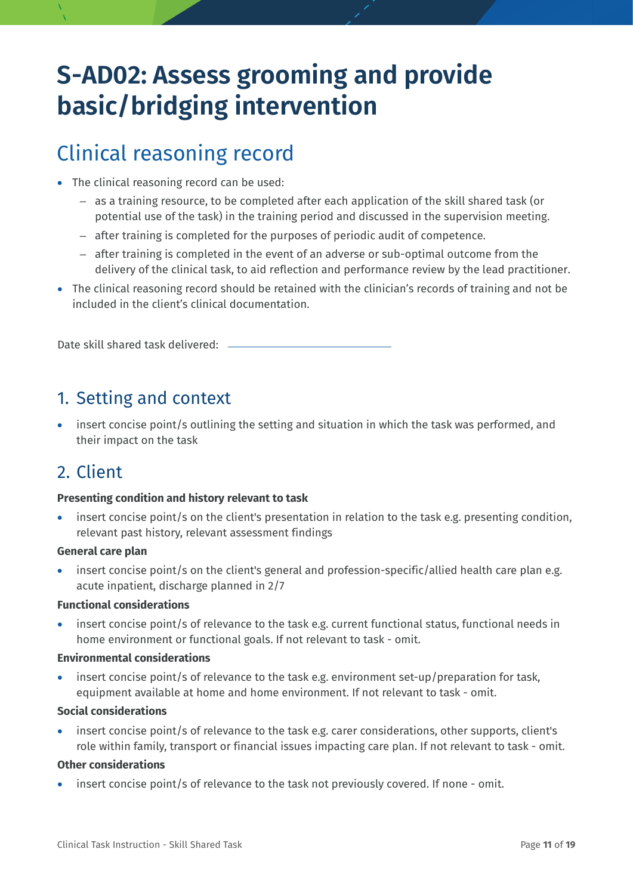# S-AD02: Assess grooming and provide basic/bridging intervention

## Clinical reasoning record

- The clinical reasoning record can be used:
  - as a training resource, to be completed after each application of the skill shared task (or potential use of the task) in the training period and discussed in the supervision meeting.
  - after training is completed for the purposes of periodic audit of competence.
  - after training is completed in the event of an adverse or sub-optimal outcome from the delivery of the clinical task, to aid reflection and performance review by the lead practitioner.
- The clinical reasoning record should be retained with the clinician's records of training and not be included in the client's clinical documentation.

Date skill shared task delivered: \_\_\_\_\_\_\_\_\_\_\_\_\_\_\_\_\_\_\_\_\_\_\_\_\_\_

### 1. Setting and context

- insert concise point/s outlining the setting and situation in which the task was performed, and their impact on the task

### 2. Client

**Presenting condition and history relevant to task**

- insert concise point/s on the client's presentation in relation to the task e.g. presenting condition, relevant past history, relevant assessment findings

**General care plan**

- insert concise point/s on the client's general and profession-specific/allied health care plan e.g. acute inpatient, discharge planned in 2/7

**Functional considerations**

- insert concise point/s of relevance to the task e.g. current functional status, functional needs in home environment or functional goals. If not relevant to task - omit.

**Environmental considerations**

- insert concise point/s of relevance to the task e.g. environment set-up/preparation for task, equipment available at home and home environment. If not relevant to task - omit.

**Social considerations**

- insert concise point/s of relevance to the task e.g. carer considerations, other supports, client's role within family, transport or financial issues impacting care plan. If not relevant to task - omit.

**Other considerations**

- insert concise point/s of relevance to the task not previously covered. If none - omit.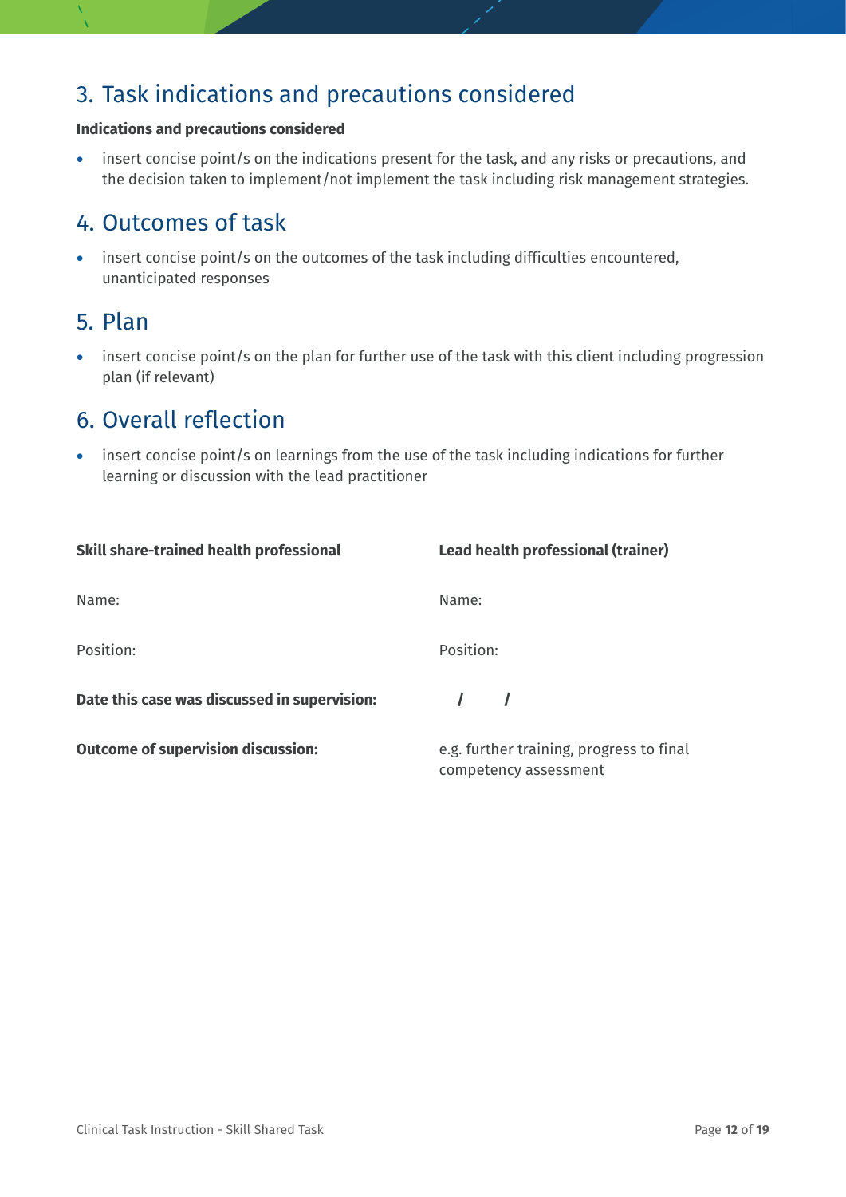## 3. Task indications and precautions considered

**Indications and precautions considered**

- insert concise point/s on the indications present for the task, and any risks or precautions, and the decision taken to implement/not implement the task including risk management strategies.

## 4. Outcomes of task

- insert concise point/s on the outcomes of the task including difficulties encountered, unanticipated responses

## 5. Plan

- insert concise point/s on the plan for further use of the task with this client including progression plan (if relevant)

## 6. Overall reflection

- insert concise point/s on learnings from the use of the task including indications for further learning or discussion with the lead practitioner

| **Skill share-trained health professional** | **Lead health professional (trainer)** |
|---|---|
| Name: | Name: |
| Position: | Position: |
| **Date this case was discussed in supervision:** | / / |
| **Outcome of supervision discussion:** | e.g. further training, progress to final competency assessment |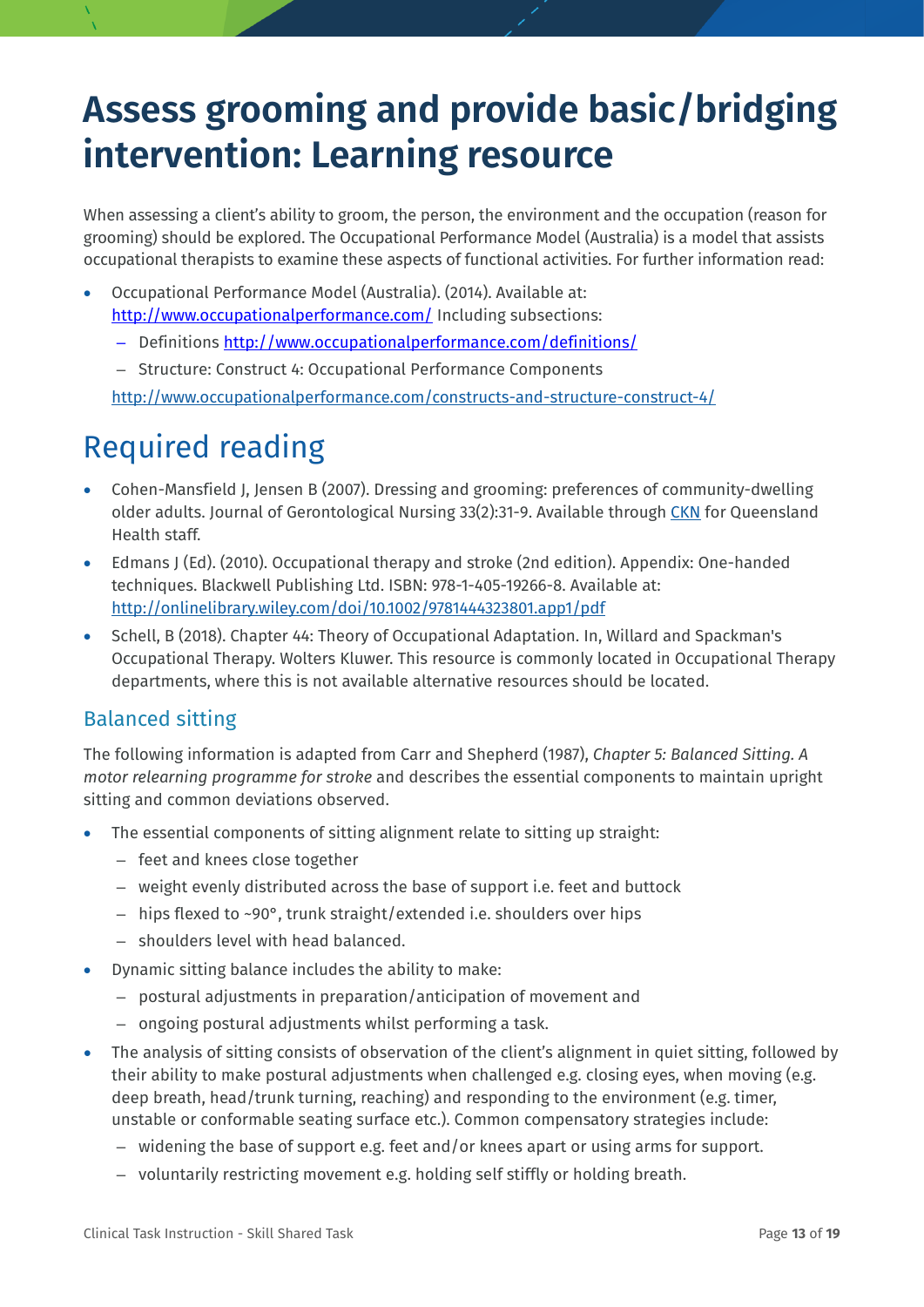# Assess grooming and provide basic/bridging intervention: Learning resource

When assessing a client's ability to groom, the person, the environment and the occupation (reason for grooming) should be explored. The Occupational Performance Model (Australia) is a model that assists occupational therapists to examine these aspects of functional activities. For further information read:

- Occupational Performance Model (Australia). (2014). Available at: http://www.occupationalperformance.com/ Including subsections:
  - Definitions http://www.occupationalperformance.com/definitions/
  - Structure: Construct 4: Occupational Performance Components

  http://www.occupationalperformance.com/constructs-and-structure-construct-4/

## Required reading

- Cohen-Mansfield J, Jensen B (2007). Dressing and grooming: preferences of community-dwelling older adults. Journal of Gerontological Nursing 33(2):31-9. Available through CKN for Queensland Health staff.
- Edmans J (Ed). (2010). Occupational therapy and stroke (2nd edition). Appendix: One-handed techniques. Blackwell Publishing Ltd. ISBN: 978-1-405-19266-8. Available at: http://onlinelibrary.wiley.com/doi/10.1002/9781444323801.app1/pdf
- Schell, B (2018). Chapter 44: Theory of Occupational Adaptation. In, Willard and Spackman's Occupational Therapy. Wolters Kluwer. This resource is commonly located in Occupational Therapy departments, where this is not available alternative resources should be located.

### Balanced sitting

The following information is adapted from Carr and Shepherd (1987), *Chapter 5: Balanced Sitting. A motor relearning programme for stroke* and describes the essential components to maintain upright sitting and common deviations observed.

- The essential components of sitting alignment relate to sitting up straight:
  - feet and knees close together
  - weight evenly distributed across the base of support i.e. feet and buttock
  - hips flexed to ~90°, trunk straight/extended i.e. shoulders over hips
  - shoulders level with head balanced.
- Dynamic sitting balance includes the ability to make:
  - postural adjustments in preparation/anticipation of movement and
  - ongoing postural adjustments whilst performing a task.
- The analysis of sitting consists of observation of the client's alignment in quiet sitting, followed by their ability to make postural adjustments when challenged e.g. closing eyes, when moving (e.g. deep breath, head/trunk turning, reaching) and responding to the environment (e.g. timer, unstable or conformable seating surface etc.). Common compensatory strategies include:
  - widening the base of support e.g. feet and/or knees apart or using arms for support.
  - voluntarily restricting movement e.g. holding self stiffly or holding breath.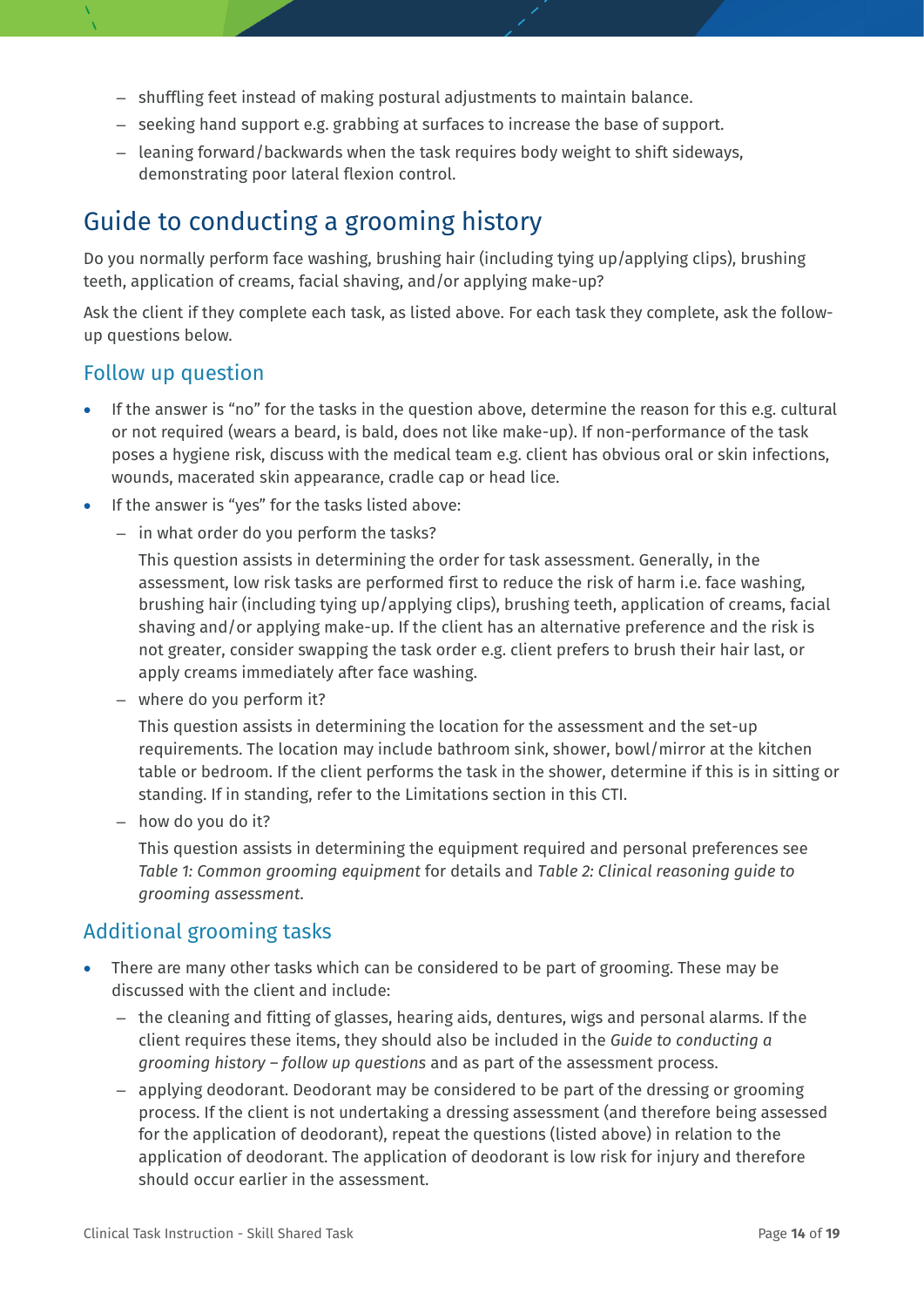- shuffling feet instead of making postural adjustments to maintain balance.
  - seeking hand support e.g. grabbing at surfaces to increase the base of support.
  - leaning forward/backwards when the task requires body weight to shift sideways, demonstrating poor lateral flexion control.

## Guide to conducting a grooming history

Do you normally perform face washing, brushing hair (including tying up/applying clips), brushing teeth, application of creams, facial shaving, and/or applying make-up?

Ask the client if they complete each task, as listed above. For each task they complete, ask the follow-up questions below.

### Follow up question

- If the answer is "no" for the tasks in the question above, determine the reason for this e.g. cultural or not required (wears a beard, is bald, does not like make-up). If non-performance of the task poses a hygiene risk, discuss with the medical team e.g. client has obvious oral or skin infections, wounds, macerated skin appearance, cradle cap or head lice.
- If the answer is "yes" for the tasks listed above:
  - in what order do you perform the tasks?

    This question assists in determining the order for task assessment. Generally, in the assessment, low risk tasks are performed first to reduce the risk of harm i.e. face washing, brushing hair (including tying up/applying clips), brushing teeth, application of creams, facial shaving and/or applying make-up. If the client has an alternative preference and the risk is not greater, consider swapping the task order e.g. client prefers to brush their hair last, or apply creams immediately after face washing.
  - where do you perform it?

    This question assists in determining the location for the assessment and the set-up requirements. The location may include bathroom sink, shower, bowl/mirror at the kitchen table or bedroom. If the client performs the task in the shower, determine if this is in sitting or standing. If in standing, refer to the Limitations section in this CTI.
  - how do you do it?

    This question assists in determining the equipment required and personal preferences see *Table 1: Common grooming equipment* for details and *Table 2: Clinical reasoning guide to grooming assessment*.

### Additional grooming tasks

- There are many other tasks which can be considered to be part of grooming. These may be discussed with the client and include:
  - the cleaning and fitting of glasses, hearing aids, dentures, wigs and personal alarms. If the client requires these items, they should also be included in the *Guide to conducting a grooming history – follow up questions* and as part of the assessment process.
  - applying deodorant. Deodorant may be considered to be part of the dressing or grooming process. If the client is not undertaking a dressing assessment (and therefore being assessed for the application of deodorant), repeat the questions (listed above) in relation to the application of deodorant. The application of deodorant is low risk for injury and therefore should occur earlier in the assessment.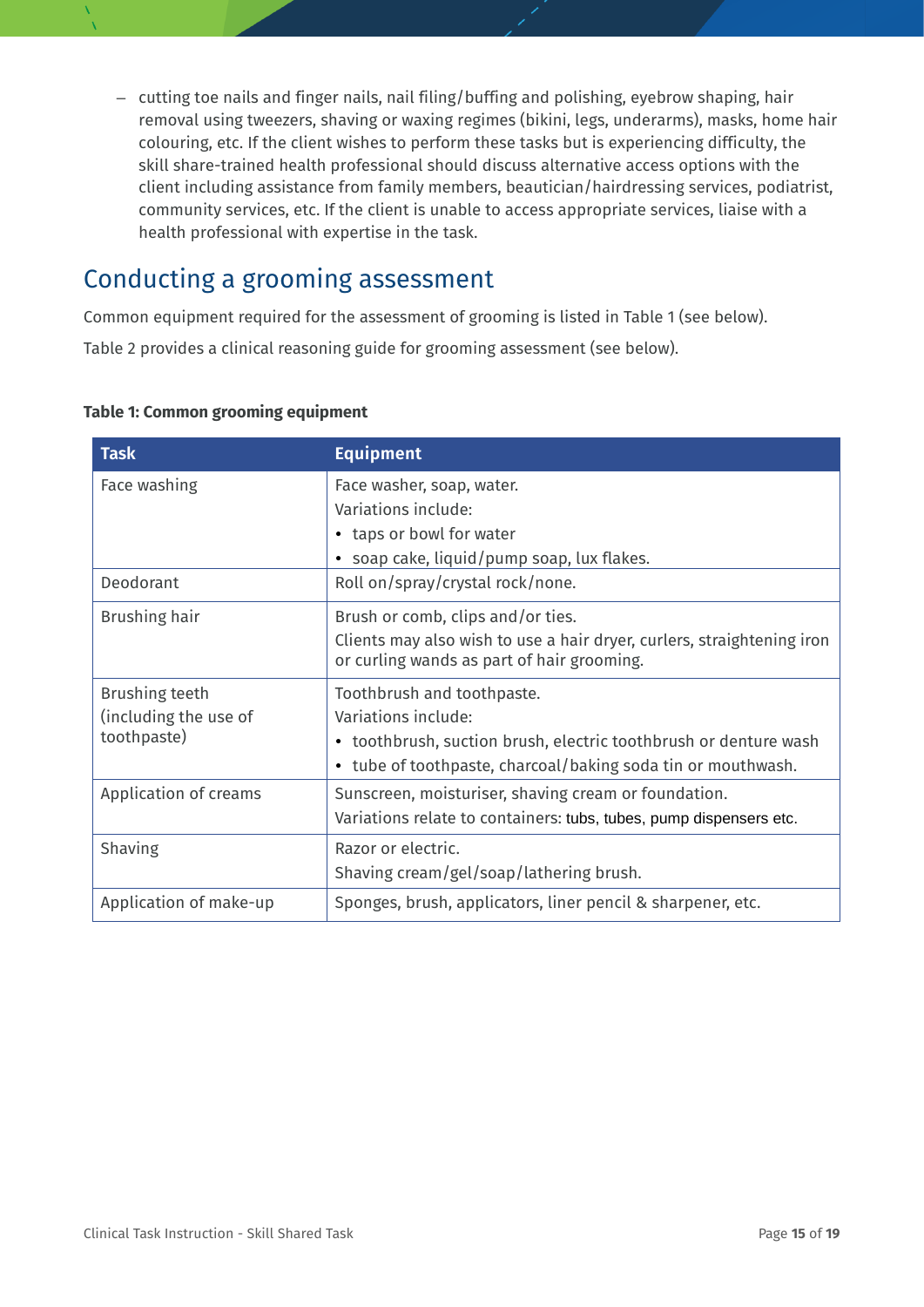- cutting toe nails and finger nails, nail filing/buffing and polishing, eyebrow shaping, hair removal using tweezers, shaving or waxing regimes (bikini, legs, underarms), masks, home hair colouring, etc. If the client wishes to perform these tasks but is experiencing difficulty, the skill share-trained health professional should discuss alternative access options with the client including assistance from family members, beautician/hairdressing services, podiatrist, community services, etc. If the client is unable to access appropriate services, liaise with a health professional with expertise in the task.

## Conducting a grooming assessment

Common equipment required for the assessment of grooming is listed in Table 1 (see below).

Table 2 provides a clinical reasoning guide for grooming assessment (see below).

**Table 1: Common grooming equipment**

| Task | Equipment |
|---|---|
| Face washing | Face washer, soap, water.<br>Variations include:<br>• taps or bowl for water<br>• soap cake, liquid/pump soap, lux flakes. |
| Deodorant | Roll on/spray/crystal rock/none. |
| Brushing hair | Brush or comb, clips and/or ties.<br>Clients may also wish to use a hair dryer, curlers, straightening iron or curling wands as part of hair grooming. |
| Brushing teeth (including the use of toothpaste) | Toothbrush and toothpaste.<br>Variations include:<br>• toothbrush, suction brush, electric toothbrush or denture wash<br>• tube of toothpaste, charcoal/baking soda tin or mouthwash. |
| Application of creams | Sunscreen, moisturiser, shaving cream or foundation.<br>Variations relate to containers: tubs, tubes, pump dispensers etc. |
| Shaving | Razor or electric.<br>Shaving cream/gel/soap/lathering brush. |
| Application of make-up | Sponges, brush, applicators, liner pencil & sharpener, etc. |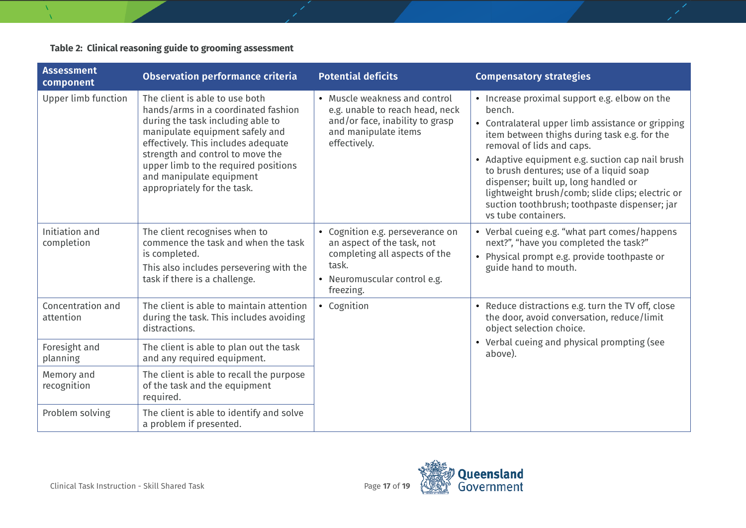**Table 2: Clinical reasoning guide to grooming assessment**

| Assessment component | Observation performance criteria | Potential deficits | Compensatory strategies |
|---|---|---|---|
| Upper limb function | The client is able to use both hands/arms in a coordinated fashion during the task including able to manipulate equipment safely and effectively. This includes adequate strength and control to move the upper limb to the required positions and manipulate equipment appropriately for the task. | • Muscle weakness and control e.g. unable to reach head, neck and/or face, inability to grasp and manipulate items effectively. | • Increase proximal support e.g. elbow on the bench.<br>• Contralateral upper limb assistance or gripping item between thighs during task e.g. for the removal of lids and caps.<br>• Adaptive equipment e.g. suction cap nail brush to brush dentures; use of a liquid soap dispenser; built up, long handled or lightweight brush/comb; slide clips; electric or suction toothbrush; toothpaste dispenser; jar vs tube containers. |
| Initiation and completion | The client recognises when to commence the task and when the task is completed.<br>This also includes persevering with the task if there is a challenge. | • Cognition e.g. perseverance on an aspect of the task, not completing all aspects of the task.<br>• Neuromuscular control e.g. freezing. | • Verbal cueing e.g. "what part comes/happens next?", "have you completed the task?"<br>• Physical prompt e.g. provide toothpaste or guide hand to mouth. |
| Concentration and attention | The client is able to maintain attention during the task. This includes avoiding distractions. | • Cognition | • Reduce distractions e.g. turn the TV off, close the door, avoid conversation, reduce/limit object selection choice.<br>• Verbal cueing and physical prompting (see above). |
| Foresight and planning | The client is able to plan out the task and any required equipment. | | |
| Memory and recognition | The client is able to recall the purpose of the task and the equipment required. | | |
| Problem solving | The client is able to identify and solve a problem if presented. | | |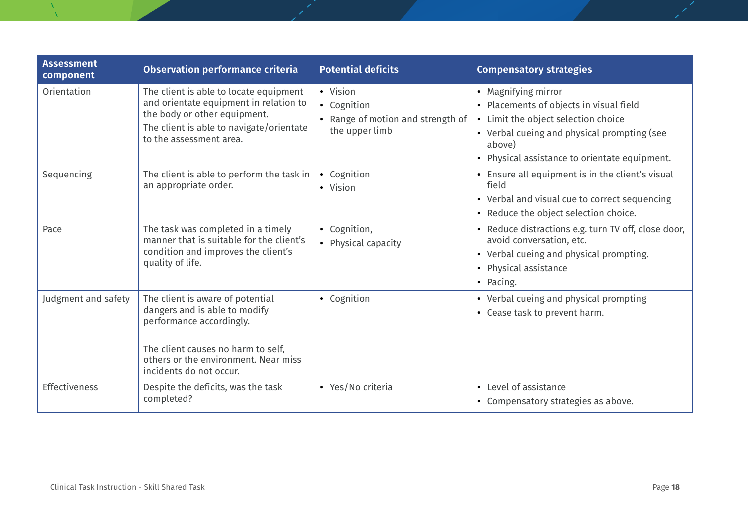| Assessment component | Observation performance criteria | Potential deficits | Compensatory strategies |
|---|---|---|---|
| Orientation | The client is able to locate equipment and orientate equipment in relation to the body or other equipment.<br>The client is able to navigate/orientate to the assessment area. | • Vision<br>• Cognition<br>• Range of motion and strength of the upper limb | • Magnifying mirror<br>• Placements of objects in visual field<br>• Limit the object selection choice<br>• Verbal cueing and physical prompting (see above)<br>• Physical assistance to orientate equipment. |
| Sequencing | The client is able to perform the task in an appropriate order. | • Cognition<br>• Vision | • Ensure all equipment is in the client's visual field<br>• Verbal and visual cue to correct sequencing<br>• Reduce the object selection choice. |
| Pace | The task was completed in a timely manner that is suitable for the client's condition and improves the client's quality of life. | • Cognition,<br>• Physical capacity | • Reduce distractions e.g. turn TV off, close door, avoid conversation, etc.<br>• Verbal cueing and physical prompting.<br>• Physical assistance<br>• Pacing. |
| Judgment and safety | The client is aware of potential dangers and is able to modify performance accordingly.<br><br>The client causes no harm to self, others or the environment. Near miss incidents do not occur. | • Cognition | • Verbal cueing and physical prompting<br>• Cease task to prevent harm. |
| Effectiveness | Despite the deficits, was the task completed? | • Yes/No criteria | • Level of assistance<br>• Compensatory strategies as above. |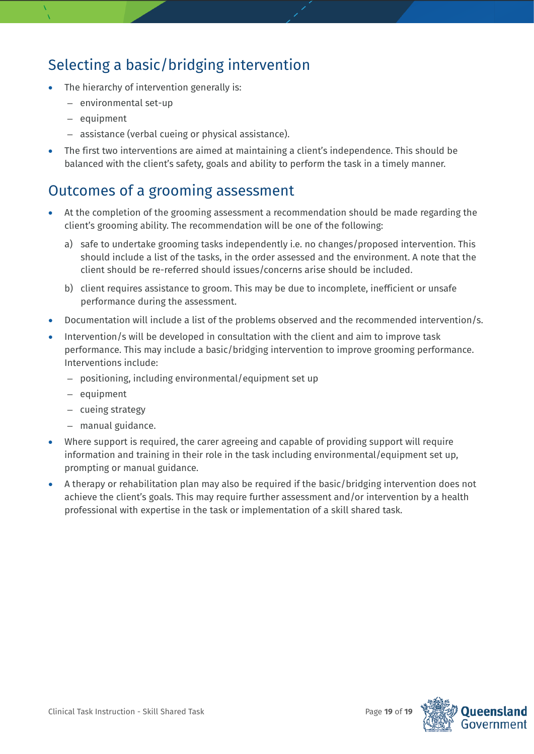## Selecting a basic/bridging intervention

- The hierarchy of intervention generally is:
  - environmental set-up
  - equipment
  - assistance (verbal cueing or physical assistance).
- The first two interventions are aimed at maintaining a client's independence. This should be balanced with the client's safety, goals and ability to perform the task in a timely manner.

## Outcomes of a grooming assessment

- At the completion of the grooming assessment a recommendation should be made regarding the client's grooming ability. The recommendation will be one of the following:
  a) safe to undertake grooming tasks independently i.e. no changes/proposed intervention. This should include a list of the tasks, in the order assessed and the environment. A note that the client should be re-referred should issues/concerns arise should be included.
  b) client requires assistance to groom. This may be due to incomplete, inefficient or unsafe performance during the assessment.
- Documentation will include a list of the problems observed and the recommended intervention/s.
- Intervention/s will be developed in consultation with the client and aim to improve task performance. This may include a basic/bridging intervention to improve grooming performance. Interventions include:
  - positioning, including environmental/equipment set up
  - equipment
  - cueing strategy
  - manual guidance.
- Where support is required, the carer agreeing and capable of providing support will require information and training in their role in the task including environmental/equipment set up, prompting or manual guidance.
- A therapy or rehabilitation plan may also be required if the basic/bridging intervention does not achieve the client's goals. This may require further assessment and/or intervention by a health professional with expertise in the task or implementation of a skill shared task.